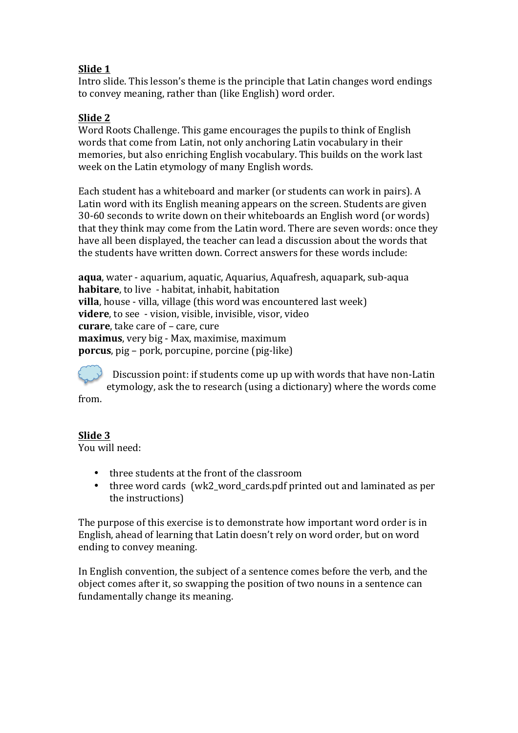**<u>Slide 1</u>**
Intro slide. This lesson's theme is the principle that Latin changes word endings to convey meaning, rather than (like English) word order.

**<u>Slide 2</u>**
Word Roots Challenge. This game encourages the pupils to think of English words that come from Latin, not only anchoring Latin vocabulary in their memories, but also enriching English vocabulary. This builds on the work last week on the Latin etymology of many English words.

Each student has a whiteboard and marker (or students can work in pairs). A Latin word with its English meaning appears on the screen. Students are given 30-60 seconds to write down on their whiteboards an English word (or words) that they think may come from the Latin word. There are seven words: once they have all been displayed, the teacher can lead a discussion about the words that the students have written down. Correct answers for these words include:

**aqua**, water - aquarium, aquatic, Aquarius, Aquafresh, aquapark, sub-aqua
**habitare**, to live - habitat, inhabit, habitation
**villa**, house - villa, village (this word was encountered last week)
**videre**, to see - vision, visible, invisible, visor, video
**curare**, take care of – care, cure
**maximus**, very big - Max, maximise, maximum
**porcus**, pig – pork, porcupine, porcine (pig-like)

Discussion point: if students come up up with words that have non-Latin etymology, ask the to research (using a dictionary) where the words come from.

**<u>Slide 3</u>**
You will need:

- three students at the front of the classroom
- three word cards (wk2_word_cards.pdf printed out and laminated as per the instructions)

The purpose of this exercise is to demonstrate how important word order is in English, ahead of learning that Latin doesn't rely on word order, but on word ending to convey meaning.

In English convention, the subject of a sentence comes before the verb, and the object comes after it, so swapping the position of two nouns in a sentence can fundamentally change its meaning.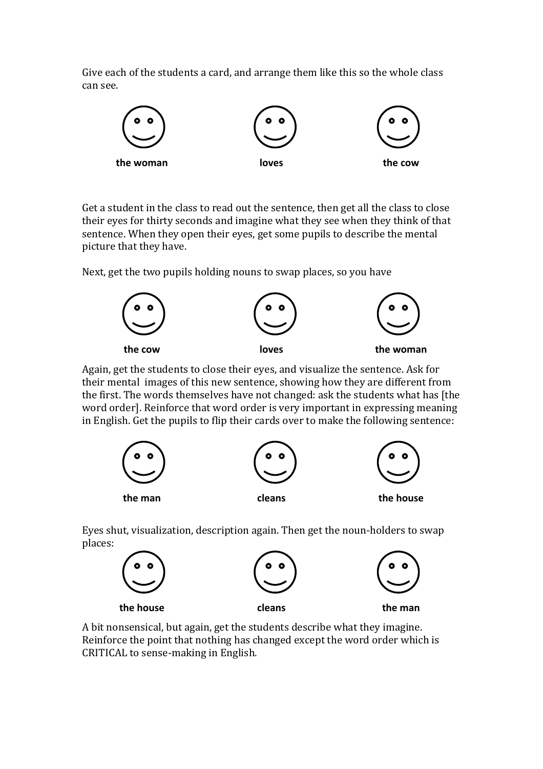Give each of the students a card, and arrange them like this so the whole class can see.

| **the woman** | **loves** | **the cow** |
|---|---|---|

Get a student in the class to read out the sentence, then get all the class to close their eyes for thirty seconds and imagine what they see when they think of that sentence. When they open their eyes, get some pupils to describe the mental picture that they have.

Next, get the two pupils holding nouns to swap places, so you have

| **the cow** | **loves** | **the woman** |
|---|---|---|

Again, get the students to close their eyes, and visualize the sentence. Ask for their mental images of this new sentence, showing how they are different from the first. The words themselves have not changed: ask the students what has [the word order]. Reinforce that word order is very important in expressing meaning in English. Get the pupils to flip their cards over to make the following sentence:

| **the man** | **cleans** | **the house** |
|---|---|---|

Eyes shut, visualization, description again. Then get the noun-holders to swap places:

| **the house** | **cleans** | **the man** |
|---|---|---|

A bit nonsensical, but again, get the students describe what they imagine. Reinforce the point that nothing has changed except the word order which is CRITICAL to sense-making in English.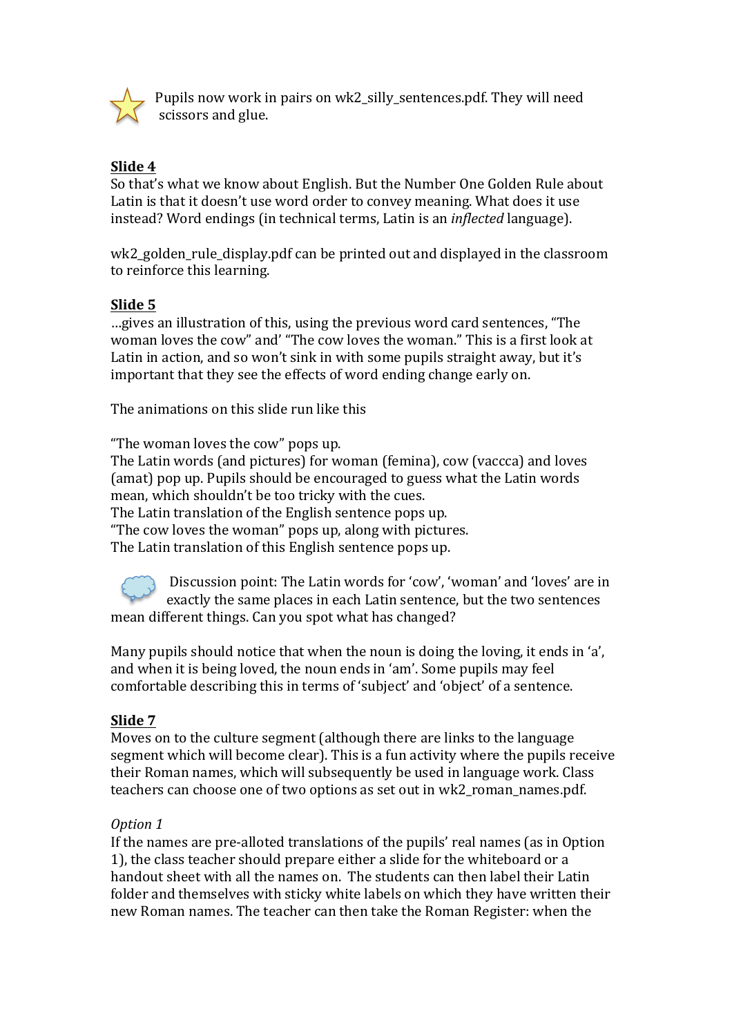Pupils now work in pairs on wk2_silly_sentences.pdf. They will need scissors and glue.

**Slide 4**

So that's what we know about English. But the Number One Golden Rule about Latin is that it doesn't use word order to convey meaning. What does it use instead? Word endings (in technical terms, Latin is an *inflected* language).

wk2_golden_rule_display.pdf can be printed out and displayed in the classroom to reinforce this learning.

**Slide 5**

…gives an illustration of this, using the previous word card sentences, "The woman loves the cow" and' "The cow loves the woman." This is a first look at Latin in action, and so won't sink in with some pupils straight away, but it's important that they see the effects of word ending change early on.

The animations on this slide run like this

"The woman loves the cow" pops up.
The Latin words (and pictures) for woman (femina), cow (vaccca) and loves (amat) pop up. Pupils should be encouraged to guess what the Latin words mean, which shouldn't be too tricky with the cues.
The Latin translation of the English sentence pops up.
"The cow loves the woman" pops up, along with pictures.
The Latin translation of this English sentence pops up.

Discussion point: The Latin words for 'cow', 'woman' and 'loves' are in exactly the same places in each Latin sentence, but the two sentences mean different things. Can you spot what has changed?

Many pupils should notice that when the noun is doing the loving, it ends in 'a', and when it is being loved, the noun ends in 'am'. Some pupils may feel comfortable describing this in terms of 'subject' and 'object' of a sentence.

**Slide 7**

Moves on to the culture segment (although there are links to the language segment which will become clear). This is a fun activity where the pupils receive their Roman names, which will subsequently be used in language work. Class teachers can choose one of two options as set out in wk2_roman_names.pdf.

*Option 1*

If the names are pre-alloted translations of the pupils' real names (as in Option 1), the class teacher should prepare either a slide for the whiteboard or a handout sheet with all the names on. The students can then label their Latin folder and themselves with sticky white labels on which they have written their new Roman names. The teacher can then take the Roman Register: when the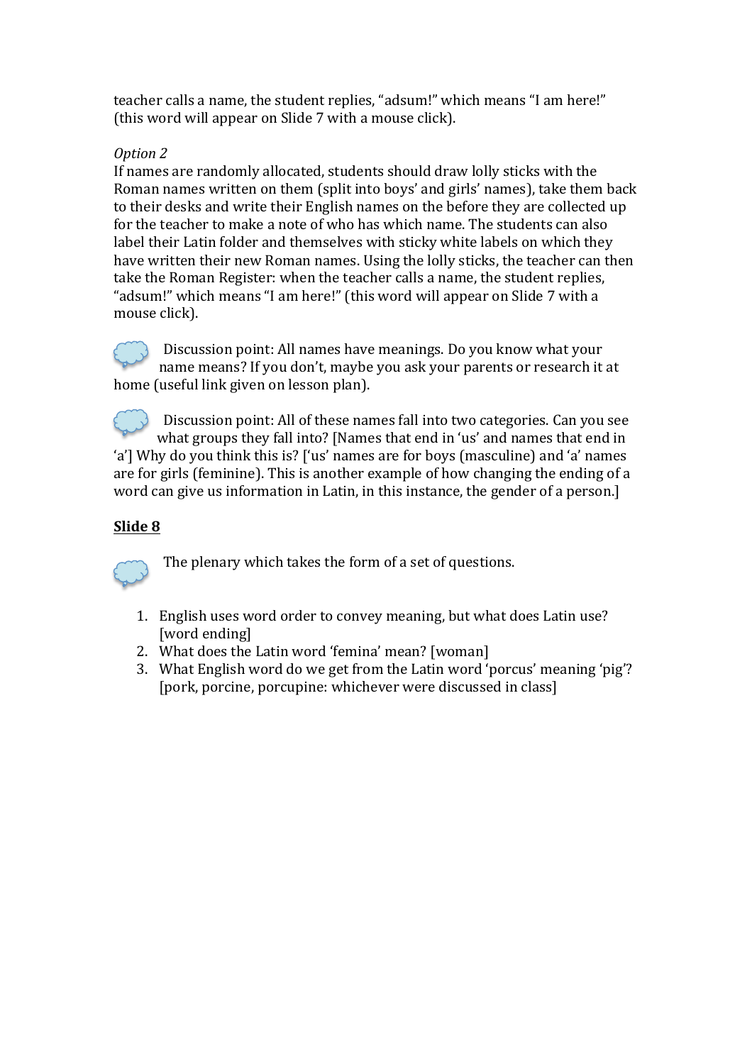teacher calls a name, the student replies, "adsum!" which means "I am here!" (this word will appear on Slide 7 with a mouse click).

*Option 2*

If names are randomly allocated, students should draw lolly sticks with the Roman names written on them (split into boys' and girls' names), take them back to their desks and write their English names on the before they are collected up for the teacher to make a note of who has which name. The students can also label their Latin folder and themselves with sticky white labels on which they have written their new Roman names. Using the lolly sticks, the teacher can then take the Roman Register: when the teacher calls a name, the student replies, "adsum!" which means "I am here!" (this word will appear on Slide 7 with a mouse click).

Discussion point: All names have meanings. Do you know what your name means? If you don't, maybe you ask your parents or research it at home (useful link given on lesson plan).

Discussion point: All of these names fall into two categories. Can you see what groups they fall into? [Names that end in 'us' and names that end in 'a'] Why do you think this is? ['us' names are for boys (masculine) and 'a' names are for girls (feminine). This is another example of how changing the ending of a word can give us information in Latin, in this instance, the gender of a person.]

**Slide 8**

The plenary which takes the form of a set of questions.

1. English uses word order to convey meaning, but what does Latin use? [word ending]
2. What does the Latin word 'femina' mean? [woman]
3. What English word do we get from the Latin word 'porcus' meaning 'pig'? [pork, porcine, porcupine: whichever were discussed in class]